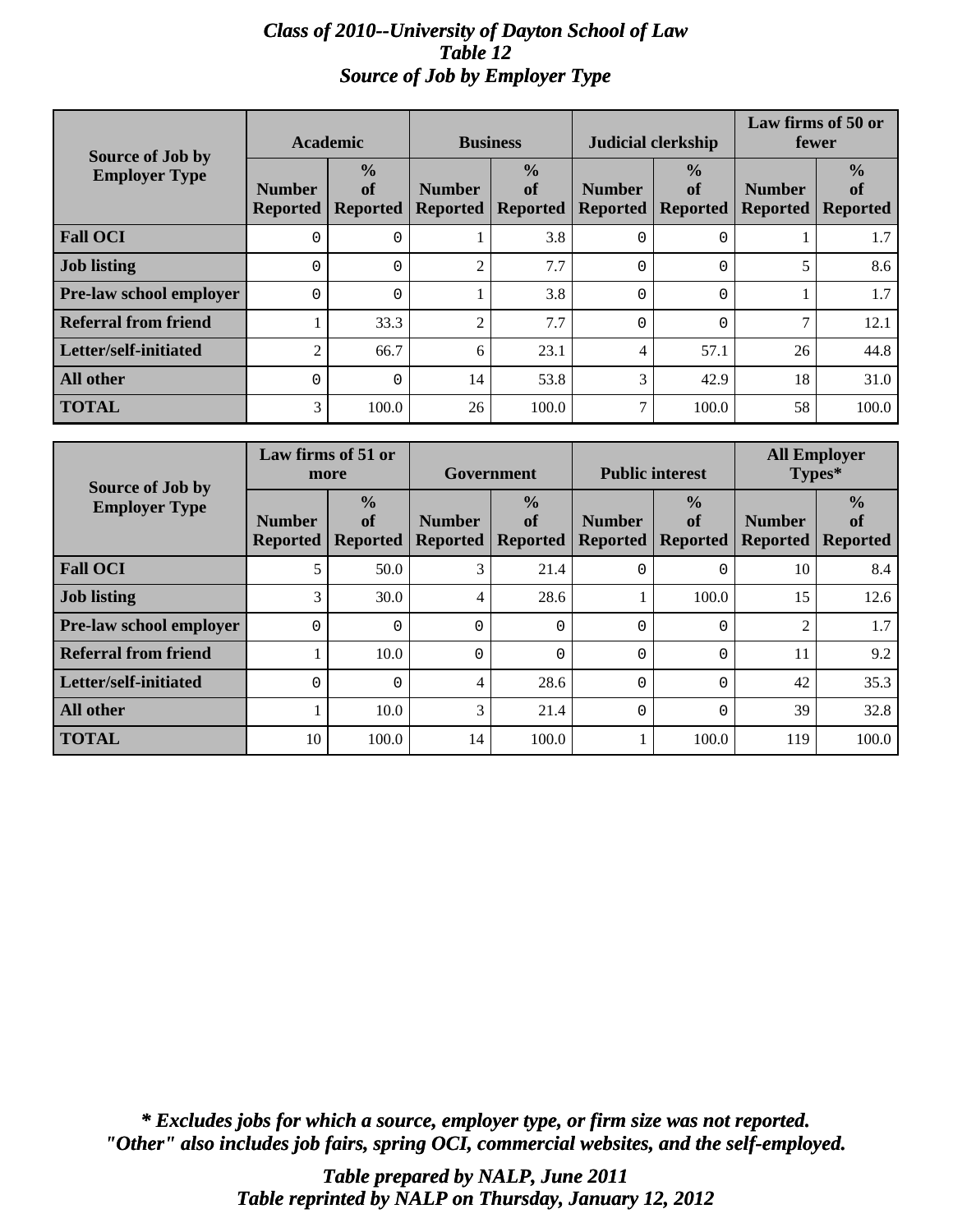# *Class of 2010--University of Dayton School of Law*
## *Table 12*
## *Source of Job by Employer Type*

| Source of Job by Employer Type | Academic | | Business | | Judicial clerkship | | Law firms of 50 or fewer | |
|---|---|---|---|---|---|---|---|---|
| | Number Reported | % of Reported | Number Reported | % of Reported | Number Reported | % of Reported | Number Reported | % of Reported |
| **Fall OCI** | 0 | 0 | 1 | 3.8 | 0 | 0 | 1 | 1.7 |
| **Job listing** | 0 | 0 | 2 | 7.7 | 0 | 0 | 5 | 8.6 |
| **Pre-law school employer** | 0 | 0 | 1 | 3.8 | 0 | 0 | 1 | 1.7 |
| **Referral from friend** | 1 | 33.3 | 2 | 7.7 | 0 | 0 | 7 | 12.1 |
| **Letter/self-initiated** | 2 | 66.7 | 6 | 23.1 | 4 | 57.1 | 26 | 44.8 |
| **All other** | 0 | 0 | 14 | 53.8 | 3 | 42.9 | 18 | 31.0 |
| **TOTAL** | 3 | 100.0 | 26 | 100.0 | 7 | 100.0 | 58 | 100.0 |

| Source of Job by Employer Type | Law firms of 51 or more | | Government | | Public interest | | All Employer Types* | |
|---|---|---|---|---|---|---|---|---|
| | Number Reported | % of Reported | Number Reported | % of Reported | Number Reported | % of Reported | Number Reported | % of Reported |
| **Fall OCI** | 5 | 50.0 | 3 | 21.4 | 0 | 0 | 10 | 8.4 |
| **Job listing** | 3 | 30.0 | 4 | 28.6 | 1 | 100.0 | 15 | 12.6 |
| **Pre-law school employer** | 0 | 0 | 0 | 0 | 0 | 0 | 2 | 1.7 |
| **Referral from friend** | 1 | 10.0 | 0 | 0 | 0 | 0 | 11 | 9.2 |
| **Letter/self-initiated** | 0 | 0 | 4 | 28.6 | 0 | 0 | 42 | 35.3 |
| **All other** | 1 | 10.0 | 3 | 21.4 | 0 | 0 | 39 | 32.8 |
| **TOTAL** | 10 | 100.0 | 14 | 100.0 | 1 | 100.0 | 119 | 100.0 |

***\* Excludes jobs for which a source, employer type, or firm size was not reported.***
***"Other" also includes job fairs, spring OCI, commercial websites, and the self-employed.***

***Table prepared by NALP, June 2011***
***Table reprinted by NALP on Thursday, January 12, 2012***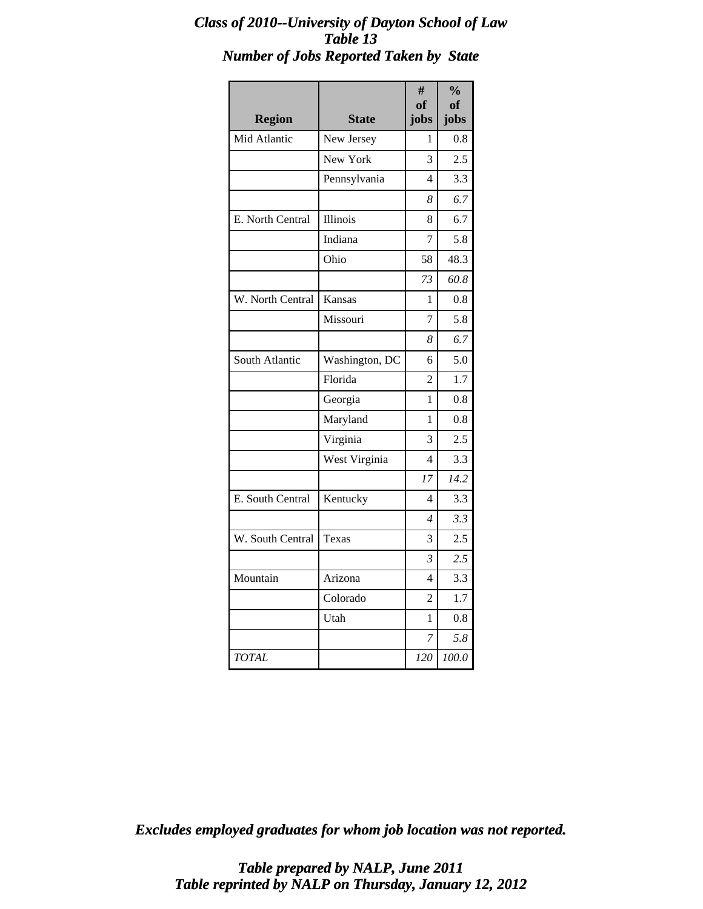# *Class of 2010--University of Dayton School of Law*
## *Table 13*
## *Number of Jobs Reported Taken by State*

| Region | State | # of jobs | % of jobs |
|---|---|---|---|
| Mid Atlantic | New Jersey | 1 | 0.8 |
| | New York | 3 | 2.5 |
| | Pennsylvania | 4 | 3.3 |
| | | *8* | *6.7* |
| E. North Central | Illinois | 8 | 6.7 |
| | Indiana | 7 | 5.8 |
| | Ohio | 58 | 48.3 |
| | | *73* | *60.8* |
| W. North Central | Kansas | 1 | 0.8 |
| | Missouri | 7 | 5.8 |
| | | *8* | *6.7* |
| South Atlantic | Washington, DC | 6 | 5.0 |
| | Florida | 2 | 1.7 |
| | Georgia | 1 | 0.8 |
| | Maryland | 1 | 0.8 |
| | Virginia | 3 | 2.5 |
| | West Virginia | 4 | 3.3 |
| | | *17* | *14.2* |
| E. South Central | Kentucky | 4 | 3.3 |
| | | *4* | *3.3* |
| W. South Central | Texas | 3 | 2.5 |
| | | *3* | *2.5* |
| Mountain | Arizona | 4 | 3.3 |
| | Colorado | 2 | 1.7 |
| | Utah | 1 | 0.8 |
| | | *7* | *5.8* |
| *TOTAL* | | *120* | *100.0* |

***Excludes employed graduates for whom job location was not reported.***

***Table prepared by NALP, June 2011***
***Table reprinted by NALP on Thursday, January 12, 2012***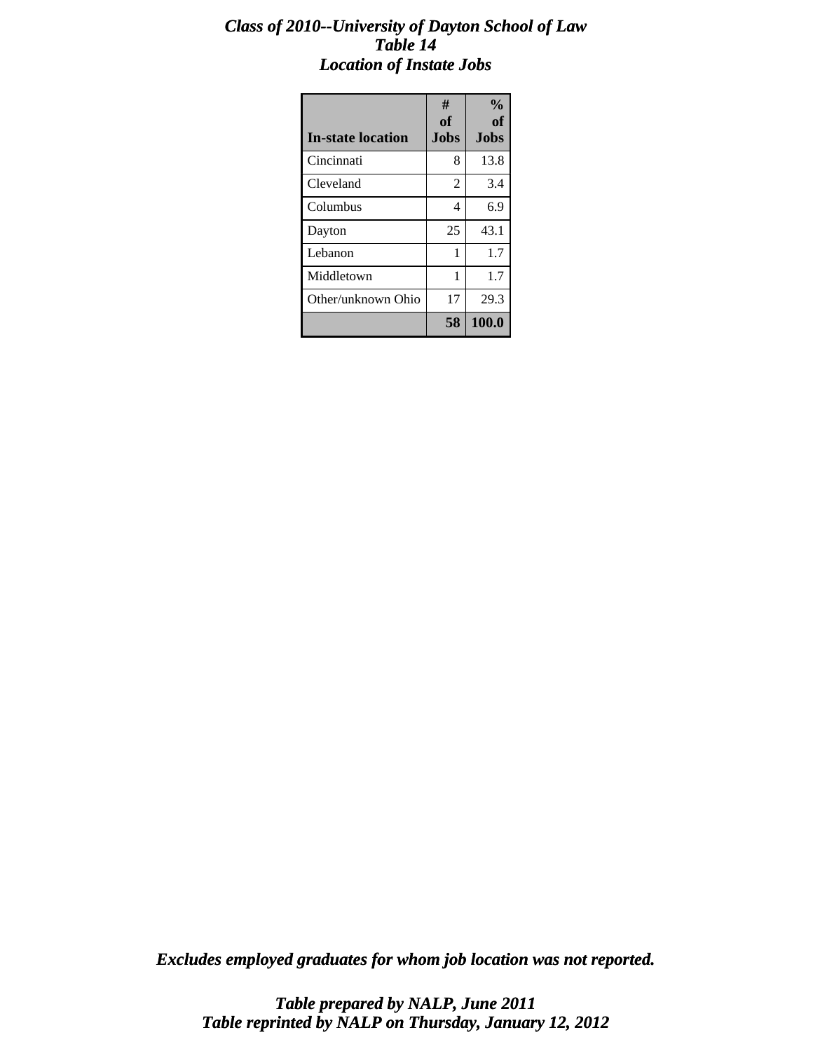# *Class of 2010--University of Dayton School of Law*
## *Table 14*
## *Location of Instate Jobs*

| In-state location | # of Jobs | % of Jobs |
|---|---|---|
| Cincinnati | 8 | 13.8 |
| Cleveland | 2 | 3.4 |
| Columbus | 4 | 6.9 |
| Dayton | 25 | 43.1 |
| Lebanon | 1 | 1.7 |
| Middletown | 1 | 1.7 |
| Other/unknown Ohio | 17 | 29.3 |
| | **58** | **100.0** |

***Excludes employed graduates for whom job location was not reported.***

***Table prepared by NALP, June 2011***
***Table reprinted by NALP on Thursday, January 12, 2012***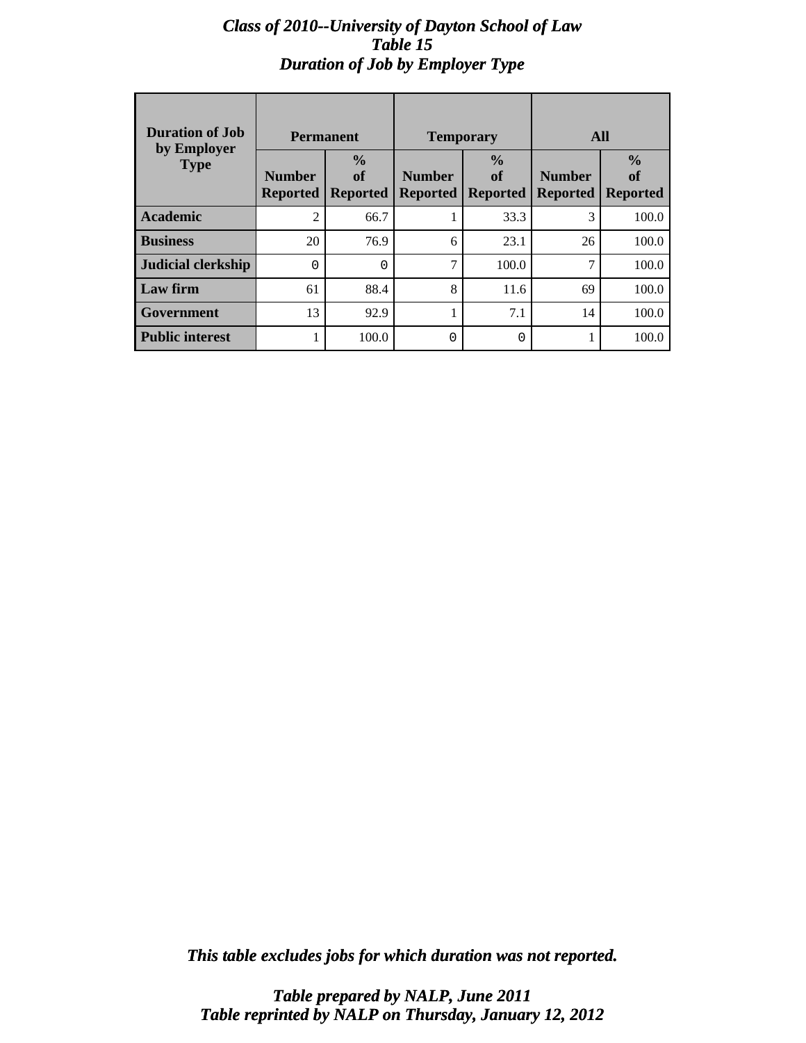# *Class of 2010--University of Dayton School of Law*
## *Table 15*
## *Duration of Job by Employer Type*

| Duration of Job by Employer Type | Permanent | | Temporary | | All | |
|---|---|---|---|---|---|---|
| | Number Reported | % of Reported | Number Reported | % of Reported | Number Reported | % of Reported |
| **Academic** | 2 | 66.7 | 1 | 33.3 | 3 | 100.0 |
| **Business** | 20 | 76.9 | 6 | 23.1 | 26 | 100.0 |
| **Judicial clerkship** | 0 | 0 | 7 | 100.0 | 7 | 100.0 |
| **Law firm** | 61 | 88.4 | 8 | 11.6 | 69 | 100.0 |
| **Government** | 13 | 92.9 | 1 | 7.1 | 14 | 100.0 |
| **Public interest** | 1 | 100.0 | 0 | 0 | 1 | 100.0 |

*This table excludes jobs for which duration was not reported.*

*Table prepared by NALP, June 2011*
*Table reprinted by NALP on Thursday, January 12, 2012*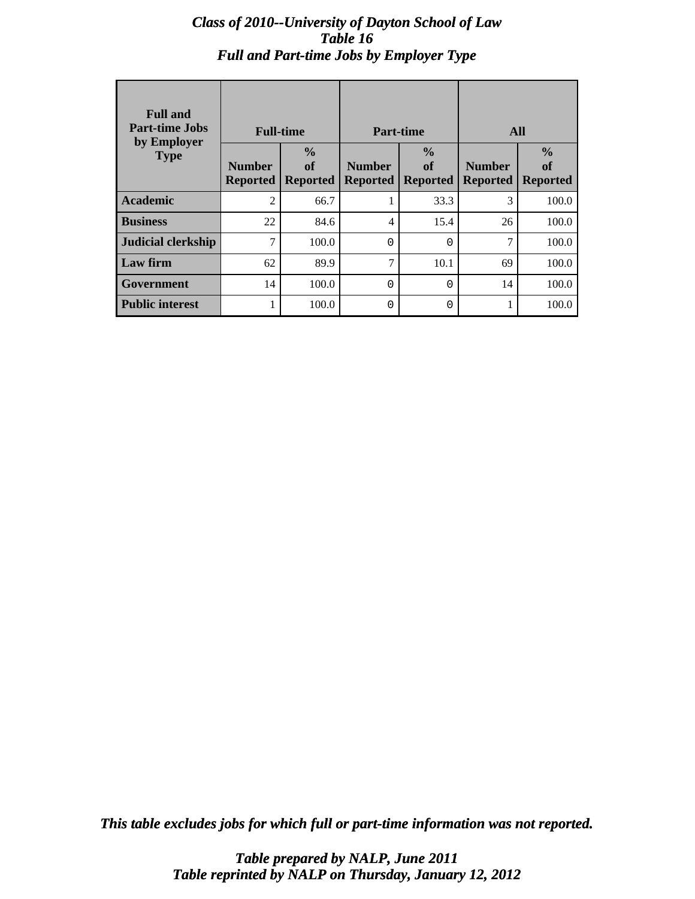*Class of 2010--University of Dayton School of Law*
*Table 16*
*Full and Part-time Jobs by Employer Type*

| Full and Part-time Jobs by Employer Type | Full-time | | Part-time | | All | |
|---|---|---|---|---|---|---|
| | Number Reported | % of Reported | Number Reported | % of Reported | Number Reported | % of Reported |
| **Academic** | 2 | 66.7 | 1 | 33.3 | 3 | 100.0 |
| **Business** | 22 | 84.6 | 4 | 15.4 | 26 | 100.0 |
| **Judicial clerkship** | 7 | 100.0 | 0 | 0 | 7 | 100.0 |
| **Law firm** | 62 | 89.9 | 7 | 10.1 | 69 | 100.0 |
| **Government** | 14 | 100.0 | 0 | 0 | 14 | 100.0 |
| **Public interest** | 1 | 100.0 | 0 | 0 | 1 | 100.0 |

***This table excludes jobs for which full or part-time information was not reported.***

***Table prepared by NALP, June 2011***
***Table reprinted by NALP on Thursday, January 12, 2012***